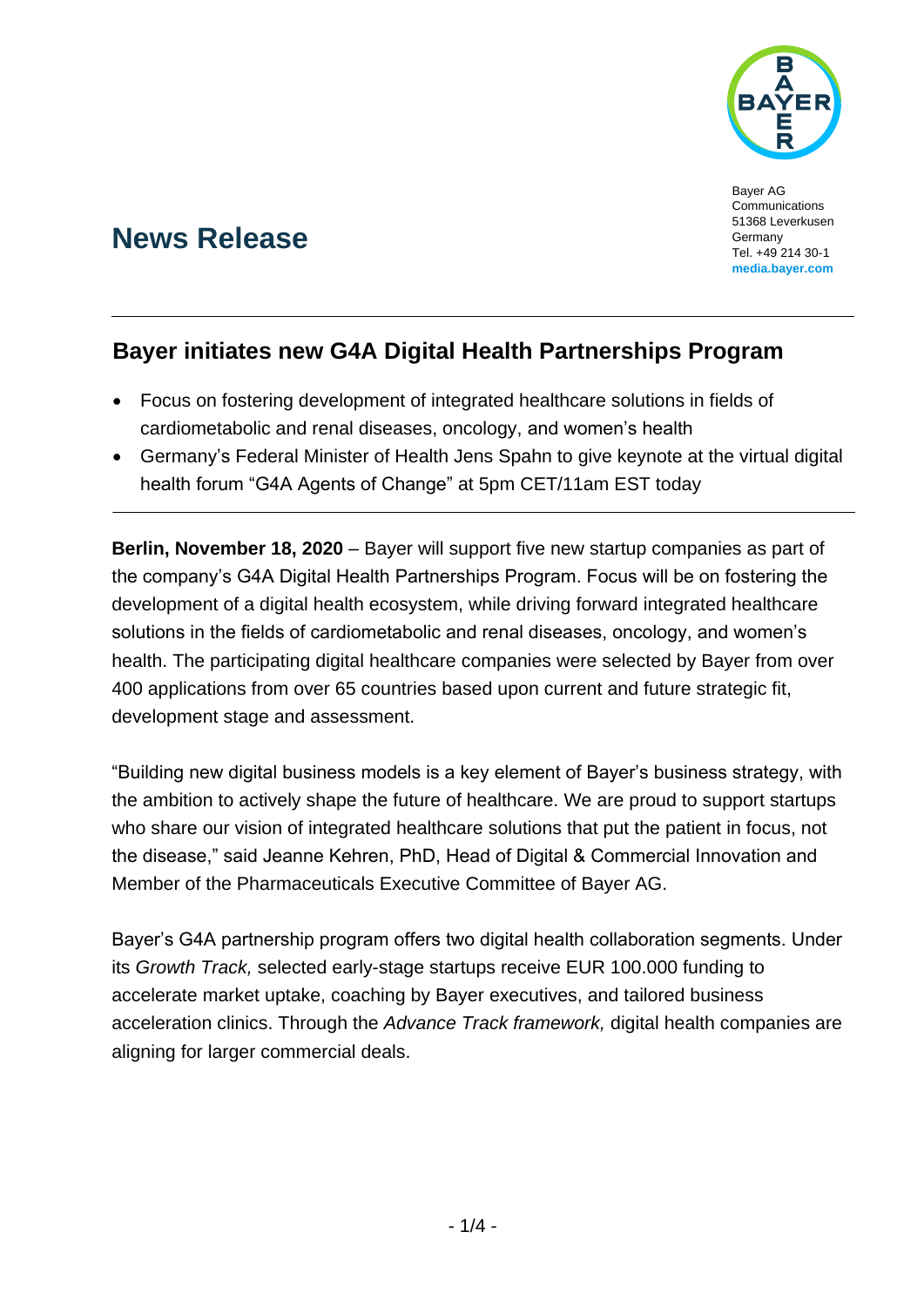Bayer AG
Communications
51368 Leverkusen
Germany
Tel. +49 214 30-1
**media.bayer.com**

# News Release

## Bayer initiates new G4A Digital Health Partnerships Program

- Focus on fostering development of integrated healthcare solutions in fields of cardiometabolic and renal diseases, oncology, and women's health
- Germany's Federal Minister of Health Jens Spahn to give keynote at the virtual digital health forum "G4A Agents of Change" at 5pm CET/11am EST today

**Berlin, November 18, 2020** – Bayer will support five new startup companies as part of the company's G4A Digital Health Partnerships Program. Focus will be on fostering the development of a digital health ecosystem, while driving forward integrated healthcare solutions in the fields of cardiometabolic and renal diseases, oncology, and women's health. The participating digital healthcare companies were selected by Bayer from over 400 applications from over 65 countries based upon current and future strategic fit, development stage and assessment.

"Building new digital business models is a key element of Bayer's business strategy, with the ambition to actively shape the future of healthcare. We are proud to support startups who share our vision of integrated healthcare solutions that put the patient in focus, not the disease," said Jeanne Kehren, PhD, Head of Digital & Commercial Innovation and Member of the Pharmaceuticals Executive Committee of Bayer AG.

Bayer's G4A partnership program offers two digital health collaboration segments. Under its *Growth Track,* selected early-stage startups receive EUR 100.000 funding to accelerate market uptake, coaching by Bayer executives, and tailored business acceleration clinics. Through the *Advance Track framework,* digital health companies are aligning for larger commercial deals.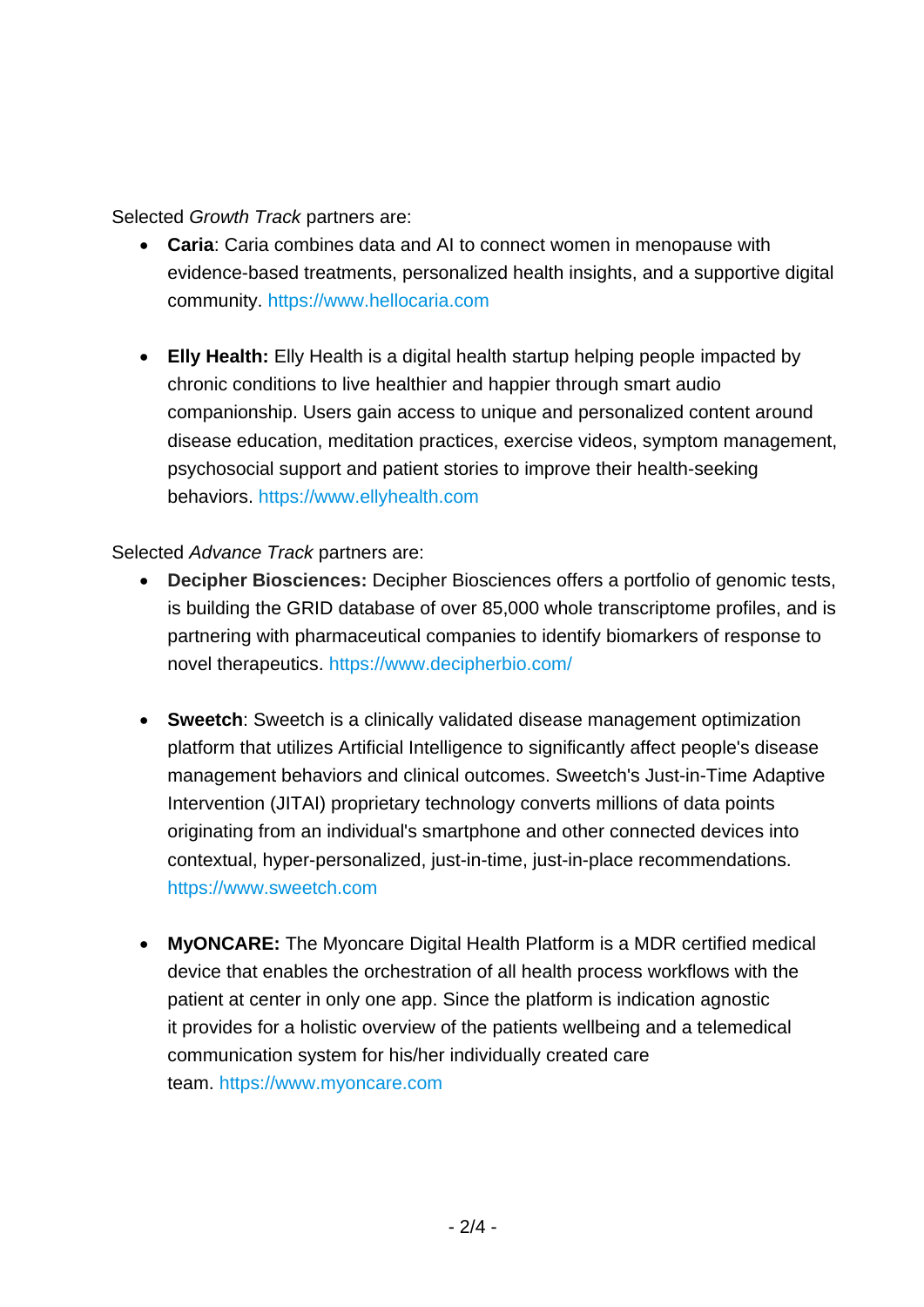Selected *Growth Track* partners are:

- **Caria**: Caria combines data and AI to connect women in menopause with evidence-based treatments, personalized health insights, and a supportive digital community. https://www.hellocaria.com

- **Elly Health:** Elly Health is a digital health startup helping people impacted by chronic conditions to live healthier and happier through smart audio companionship. Users gain access to unique and personalized content around disease education, meditation practices, exercise videos, symptom management, psychosocial support and patient stories to improve their health-seeking behaviors. https://www.ellyhealth.com

Selected *Advance Track* partners are:

- **Decipher Biosciences:** Decipher Biosciences offers a portfolio of genomic tests, is building the GRID database of over 85,000 whole transcriptome profiles, and is partnering with pharmaceutical companies to identify biomarkers of response to novel therapeutics. https://www.decipherbio.com/

- **Sweetch**: Sweetch is a clinically validated disease management optimization platform that utilizes Artificial Intelligence to significantly affect people's disease management behaviors and clinical outcomes. Sweetch's Just-in-Time Adaptive Intervention (JITAI) proprietary technology converts millions of data points originating from an individual's smartphone and other connected devices into contextual, hyper-personalized, just-in-time, just-in-place recommendations. https://www.sweetch.com

- **MyONCARE:** The Myoncare Digital Health Platform is a MDR certified medical device that enables the orchestration of all health process workflows with the patient at center in only one app. Since the platform is indication agnostic it provides for a holistic overview of the patients wellbeing and a telemedical communication system for his/her individually created care team. https://www.myoncare.com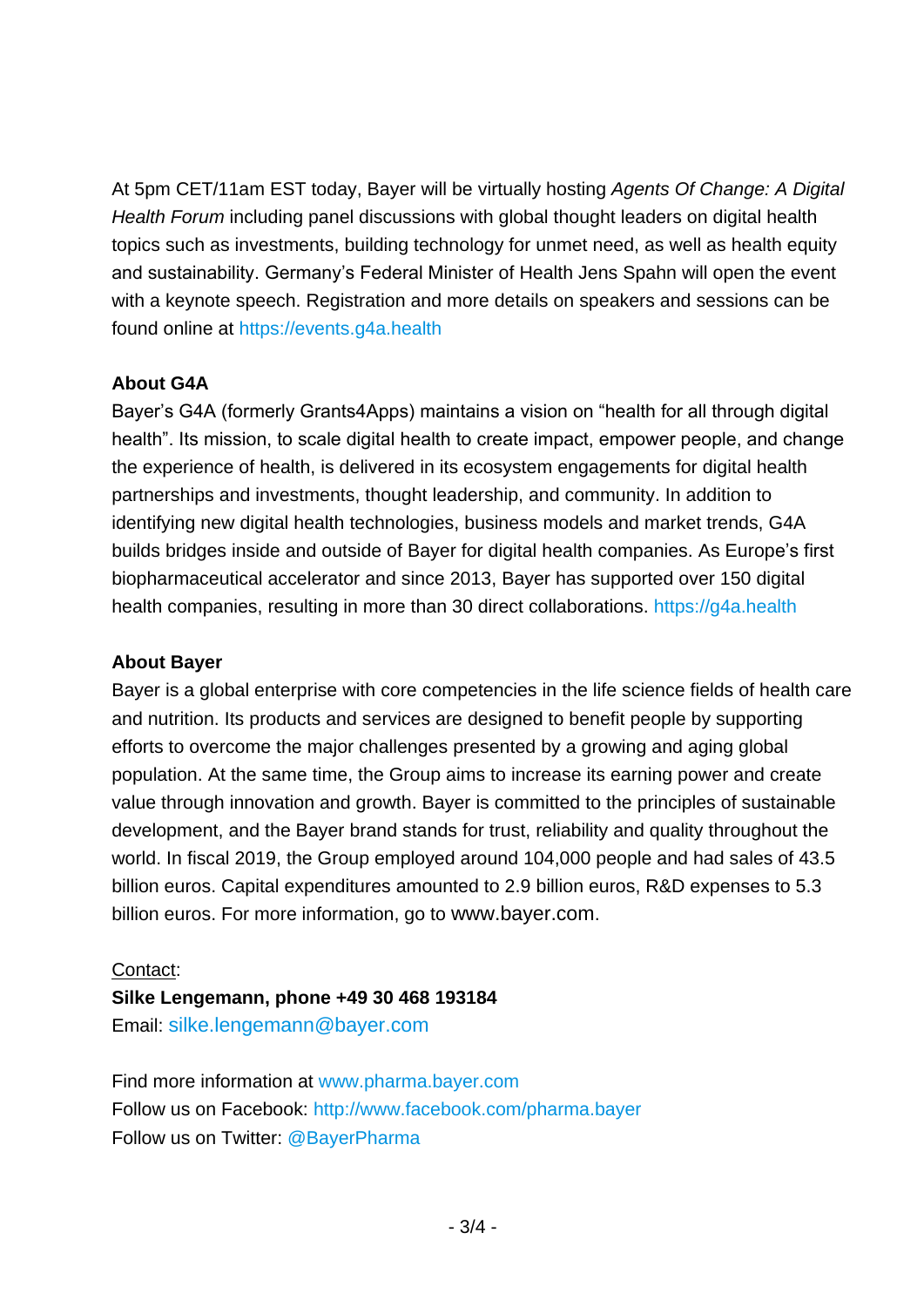At 5pm CET/11am EST today, Bayer will be virtually hosting *Agents Of Change: A Digital Health Forum* including panel discussions with global thought leaders on digital health topics such as investments, building technology for unmet need, as well as health equity and sustainability. Germany's Federal Minister of Health Jens Spahn will open the event with a keynote speech. Registration and more details on speakers and sessions can be found online at https://events.g4a.health

**About G4A**

Bayer's G4A (formerly Grants4Apps) maintains a vision on "health for all through digital health". Its mission, to scale digital health to create impact, empower people, and change the experience of health, is delivered in its ecosystem engagements for digital health partnerships and investments, thought leadership, and community. In addition to identifying new digital health technologies, business models and market trends, G4A builds bridges inside and outside of Bayer for digital health companies. As Europe's first biopharmaceutical accelerator and since 2013, Bayer has supported over 150 digital health companies, resulting in more than 30 direct collaborations. https://g4a.health

**About Bayer**

Bayer is a global enterprise with core competencies in the life science fields of health care and nutrition. Its products and services are designed to benefit people by supporting efforts to overcome the major challenges presented by a growing and aging global population. At the same time, the Group aims to increase its earning power and create value through innovation and growth. Bayer is committed to the principles of sustainable development, and the Bayer brand stands for trust, reliability and quality throughout the world. In fiscal 2019, the Group employed around 104,000 people and had sales of 43.5 billion euros. Capital expenditures amounted to 2.9 billion euros, R&D expenses to 5.3 billion euros. For more information, go to www.bayer.com.

Contact:
**Silke Lengemann, phone +49 30 468 193184**
Email: silke.lengemann@bayer.com

Find more information at www.pharma.bayer.com
Follow us on Facebook: http://www.facebook.com/pharma.bayer
Follow us on Twitter: @BayerPharma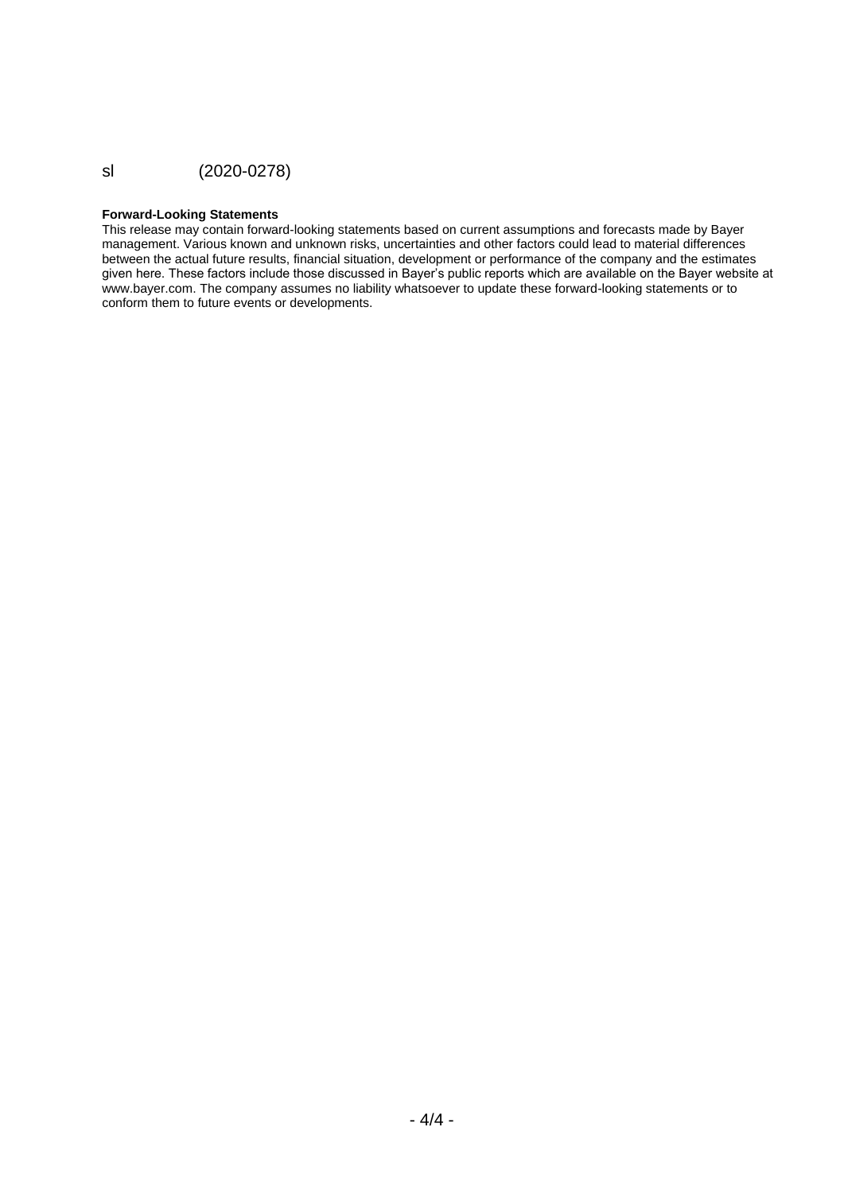sl (2020-0278)

**Forward-Looking Statements**

This release may contain forward-looking statements based on current assumptions and forecasts made by Bayer management. Various known and unknown risks, uncertainties and other factors could lead to material differences between the actual future results, financial situation, development or performance of the company and the estimates given here. These factors include those discussed in Bayer's public reports which are available on the Bayer website at www.bayer.com. The company assumes no liability whatsoever to update these forward-looking statements or to conform them to future events or developments.